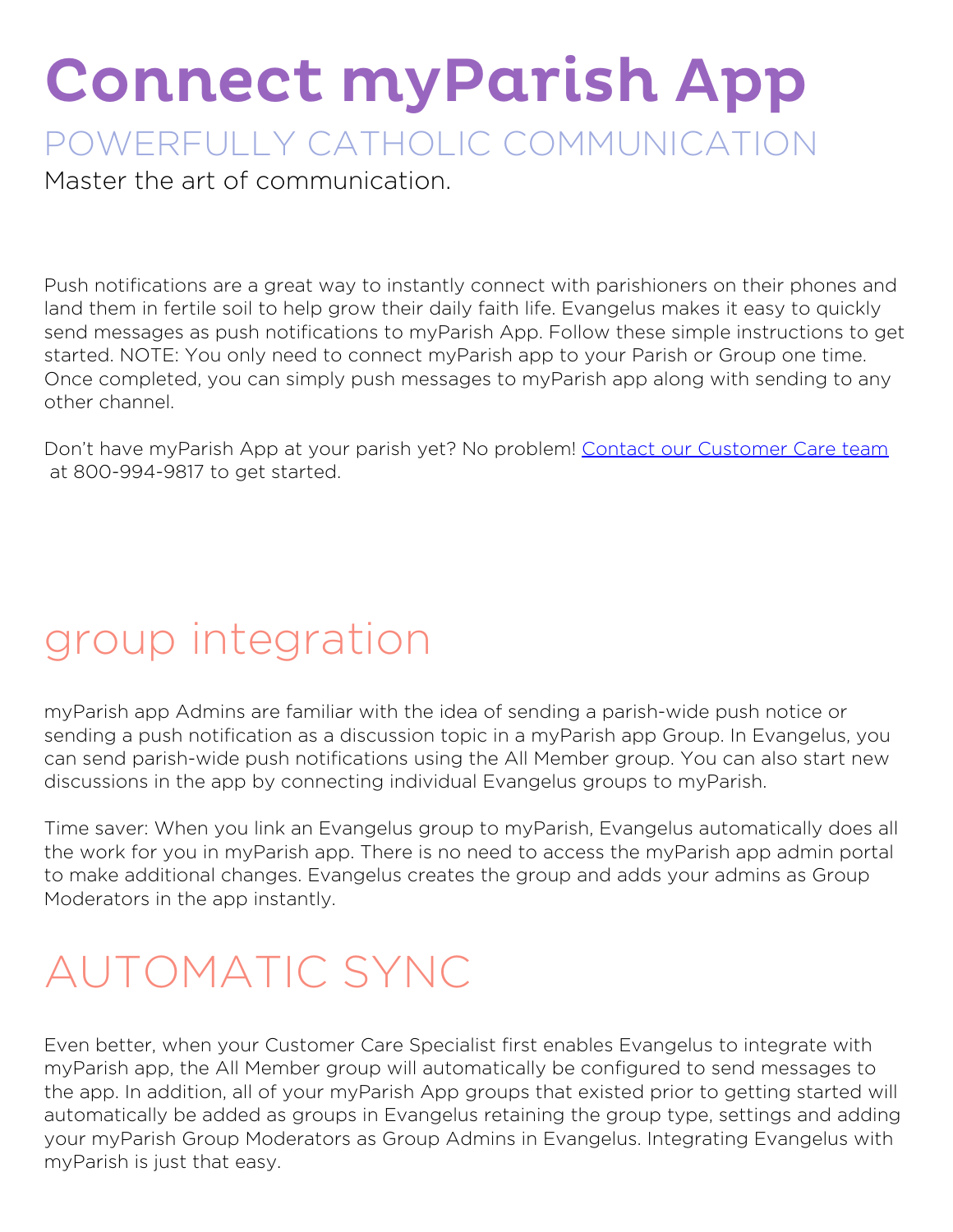# Connect myParish App

## POWERFULLY CATHOLIC COMMUNICATION

Master the art of communication.

Push notifications are a great way to instantly connect with parishioners on their phones and land them in fertile soil to help grow their daily faith life. Evangelus makes it easy to quickly send messages as push notifications to myParish App. Follow these simple instructions to get started. NOTE: You only need to connect myParish app to your Parish or Group one time. Once completed, you can simply push messages to myParish app along with sending to any other channel.

Don't have myParish App at your parish yet? No problem! Contact our Customer Care team at 800-994-9817 to get started.

## group integration

myParish app Admins are familiar with the idea of sending a parish-wide push notice or sending a push notification as a discussion topic in a myParish app Group. In Evangelus, you can send parish-wide push notifications using the All Member group. You can also start new discussions in the app by connecting individual Evangelus groups to myParish.

Time saver: When you link an Evangelus group to myParish, Evangelus automatically does all the work for you in myParish app. There is no need to access the myParish app admin portal to make additional changes. Evangelus creates the group and adds your admins as Group Moderators in the app instantly.

## AUTOMATIC SYNC

Even better, when your Customer Care Specialist first enables Evangelus to integrate with myParish app, the All Member group will automatically be configured to send messages to the app. In addition, all of your myParish App groups that existed prior to getting started will automatically be added as groups in Evangelus retaining the group type, settings and adding your myParish Group Moderators as Group Admins in Evangelus. Integrating Evangelus with myParish is just that easy.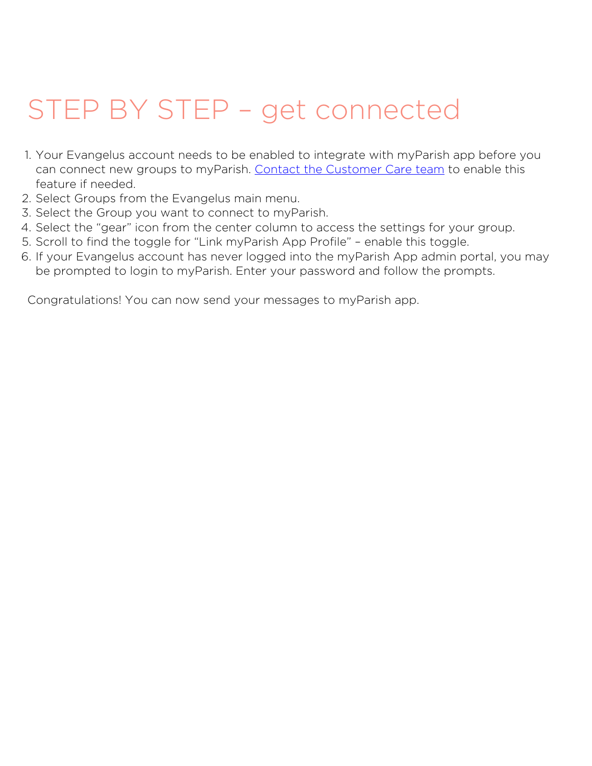# STEP BY STEP – get connected

1. Your Evangelus account needs to be enabled to integrate with myParish app before you can connect new groups to myParish. Contact the Customer Care team to enable this feature if needed.
2. Select Groups from the Evangelus main menu.
3. Select the Group you want to connect to myParish.
4. Select the "gear" icon from the center column to access the settings for your group.
5. Scroll to find the toggle for "Link myParish App Profile" – enable this toggle.
6. If your Evangelus account has never logged into the myParish App admin portal, you may be prompted to login to myParish. Enter your password and follow the prompts.

Congratulations! You can now send your messages to myParish app.